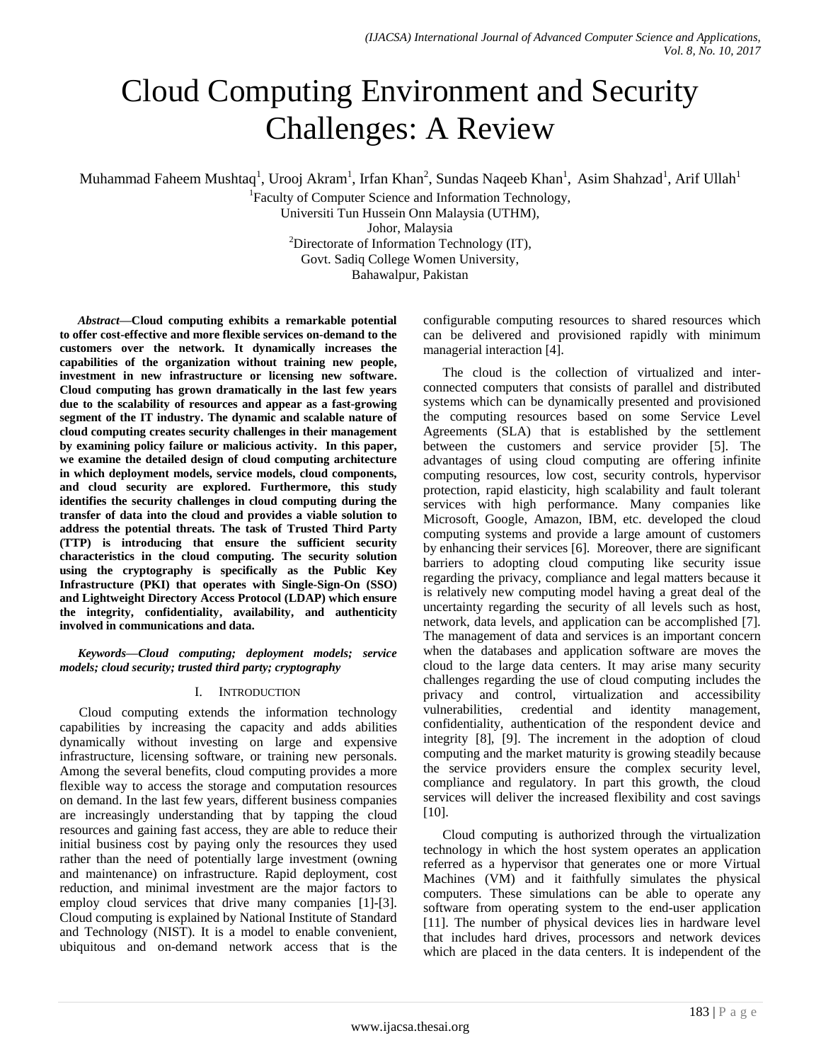# Cloud Computing Environment and Security Challenges: A Review

Muhammad Faheem Mushtaq[1], Urooj Akram[1], Irfan Khan[2], Sundas Naqeeb Khan[1], Asim Shahzad[1], Arif Ullah[1]

[1]Faculty of Computer Science and Information Technology,
Universiti Tun Hussein Onn Malaysia (UTHM),
Johor, Malaysia

[2]Directorate of Information Technology (IT),
Govt. Sadiq College Women University,
Bahawalpur, Pakistan

***Abstract*—Cloud computing exhibits a remarkable potential to offer cost-effective and more flexible services on-demand to the customers over the network. It dynamically increases the capabilities of the organization without training new people, investment in new infrastructure or licensing new software. Cloud computing has grown dramatically in the last few years due to the scalability of resources and appear as a fast-growing segment of the IT industry. The dynamic and scalable nature of cloud computing creates security challenges in their management by examining policy failure or malicious activity. In this paper, we examine the detailed design of cloud computing architecture in which deployment models, service models, cloud components, and cloud security are explored. Furthermore, this study identifies the security challenges in cloud computing during the transfer of data into the cloud and provides a viable solution to address the potential threats. The task of Trusted Third Party (TTP) is introducing that ensure the sufficient security characteristics in the cloud computing. The security solution using the cryptography is specifically as the Public Key Infrastructure (PKI) that operates with Single-Sign-On (SSO) and Lightweight Directory Access Protocol (LDAP) which ensure the integrity, confidentiality, availability, and authenticity involved in communications and data.**

***Keywords*—*Cloud computing; deployment models; service models; cloud security; trusted third party; cryptography***

## I. Introduction

Cloud computing extends the information technology capabilities by increasing the capacity and adds abilities dynamically without investing on large and expensive infrastructure, licensing software, or training new personals. Among the several benefits, cloud computing provides a more flexible way to access the storage and computation resources on demand. In the last few years, different business companies are increasingly understanding that by tapping the cloud resources and gaining fast access, they are able to reduce their initial business cost by paying only the resources they used rather than the need of potentially large investment (owning and maintenance) on infrastructure. Rapid deployment, cost reduction, and minimal investment are the major factors to employ cloud services that drive many companies [1]-[3]. Cloud computing is explained by National Institute of Standard and Technology (NIST). It is a model to enable convenient, ubiquitous and on-demand network access that is the configurable computing resources to shared resources which can be delivered and provisioned rapidly with minimum managerial interaction [4].

The cloud is the collection of virtualized and inter-connected computers that consists of parallel and distributed systems which can be dynamically presented and provisioned the computing resources based on some Service Level Agreements (SLA) that is established by the settlement between the customers and service provider [5]. The advantages of using cloud computing are offering infinite computing resources, low cost, security controls, hypervisor protection, rapid elasticity, high scalability and fault tolerant services with high performance. Many companies like Microsoft, Google, Amazon, IBM, etc. developed the cloud computing systems and provide a large amount of customers by enhancing their services [6]. Moreover, there are significant barriers to adopting cloud computing like security issue regarding the privacy, compliance and legal matters because it is relatively new computing model having a great deal of the uncertainty regarding the security of all levels such as host, network, data levels, and application can be accomplished [7]. The management of data and services is an important concern when the databases and application software are moves the cloud to the large data centers. It may arise many security challenges regarding the use of cloud computing includes the privacy and control, virtualization and accessibility vulnerabilities, credential and identity management, confidentiality, authentication of the respondent device and integrity [8], [9]. The increment in the adoption of cloud computing and the market maturity is growing steadily because the service providers ensure the complex security level, compliance and regulatory. In part this growth, the cloud services will deliver the increased flexibility and cost savings [10].

Cloud computing is authorized through the virtualization technology in which the host system operates an application referred as a hypervisor that generates one or more Virtual Machines (VM) and it faithfully simulates the physical computers. These simulations can be able to operate any software from operating system to the end-user application [11]. The number of physical devices lies in hardware level that includes hard drives, processors and network devices which are placed in the data centers. It is independent of the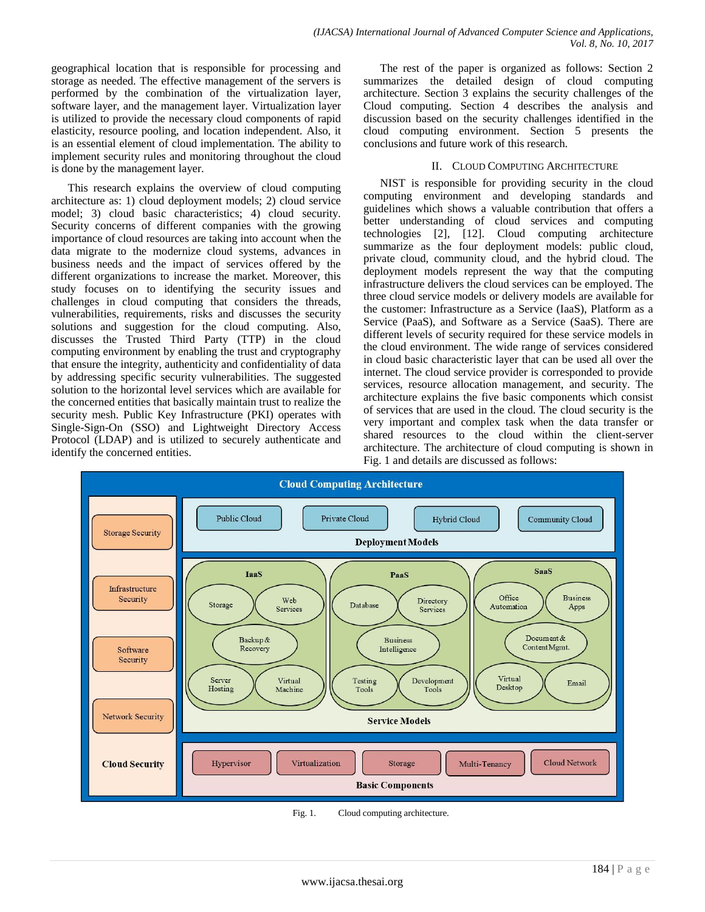geographical location that is responsible for processing and storage as needed. The effective management of the servers is performed by the combination of the virtualization layer, software layer, and the management layer. Virtualization layer is utilized to provide the necessary cloud components of rapid elasticity, resource pooling, and location independent. Also, it is an essential element of cloud implementation. The ability to implement security rules and monitoring throughout the cloud is done by the management layer.

This research explains the overview of cloud computing architecture as: 1) cloud deployment models; 2) cloud service model; 3) cloud basic characteristics; 4) cloud security. Security concerns of different companies with the growing importance of cloud resources are taking into account when the data migrate to the modernize cloud systems, advances in business needs and the impact of services offered by the different organizations to increase the market. Moreover, this study focuses on to identifying the security issues and challenges in cloud computing that considers the threads, vulnerabilities, requirements, risks and discusses the security solutions and suggestion for the cloud computing. Also, discusses the Trusted Third Party (TTP) in the cloud computing environment by enabling the trust and cryptography that ensure the integrity, authenticity and confidentiality of data by addressing specific security vulnerabilities. The suggested solution to the horizontal level services which are available for the concerned entities that basically maintain trust to realize the security mesh. Public Key Infrastructure (PKI) operates with Single-Sign-On (SSO) and Lightweight Directory Access Protocol (LDAP) and is utilized to securely authenticate and identify the concerned entities.

The rest of the paper is organized as follows: Section 2 summarizes the detailed design of cloud computing architecture. Section 3 explains the security challenges of the Cloud computing. Section 4 describes the analysis and discussion based on the security challenges identified in the cloud computing environment. Section 5 presents the conclusions and future work of this research.

## II. Cloud Computing Architecture

NIST is responsible for providing security in the cloud computing environment and developing standards and guidelines which shows a valuable contribution that offers a better understanding of cloud services and computing technologies [2], [12]. Cloud computing architecture summarize as the four deployment models: public cloud, private cloud, community cloud, and the hybrid cloud. The deployment models represent the way that the computing infrastructure delivers the cloud services can be employed. The three cloud service models or delivery models are available for the customer: Infrastructure as a Service (IaaS), Platform as a Service (PaaS), and Software as a Service (SaaS). There are different levels of security required for these service models in the cloud environment. The wide range of services considered in cloud basic characteristic layer that can be used all over the internet. The cloud service provider is corresponded to provide services, resource allocation management, and security. The architecture explains the five basic components which consist of services that are used in the cloud. The cloud security is the very important and complex task when the data transfer or shared resources to the cloud within the client-server architecture. The architecture of cloud computing is shown in Fig. 1 and details are discussed as follows:

Fig. 1. Cloud computing architecture.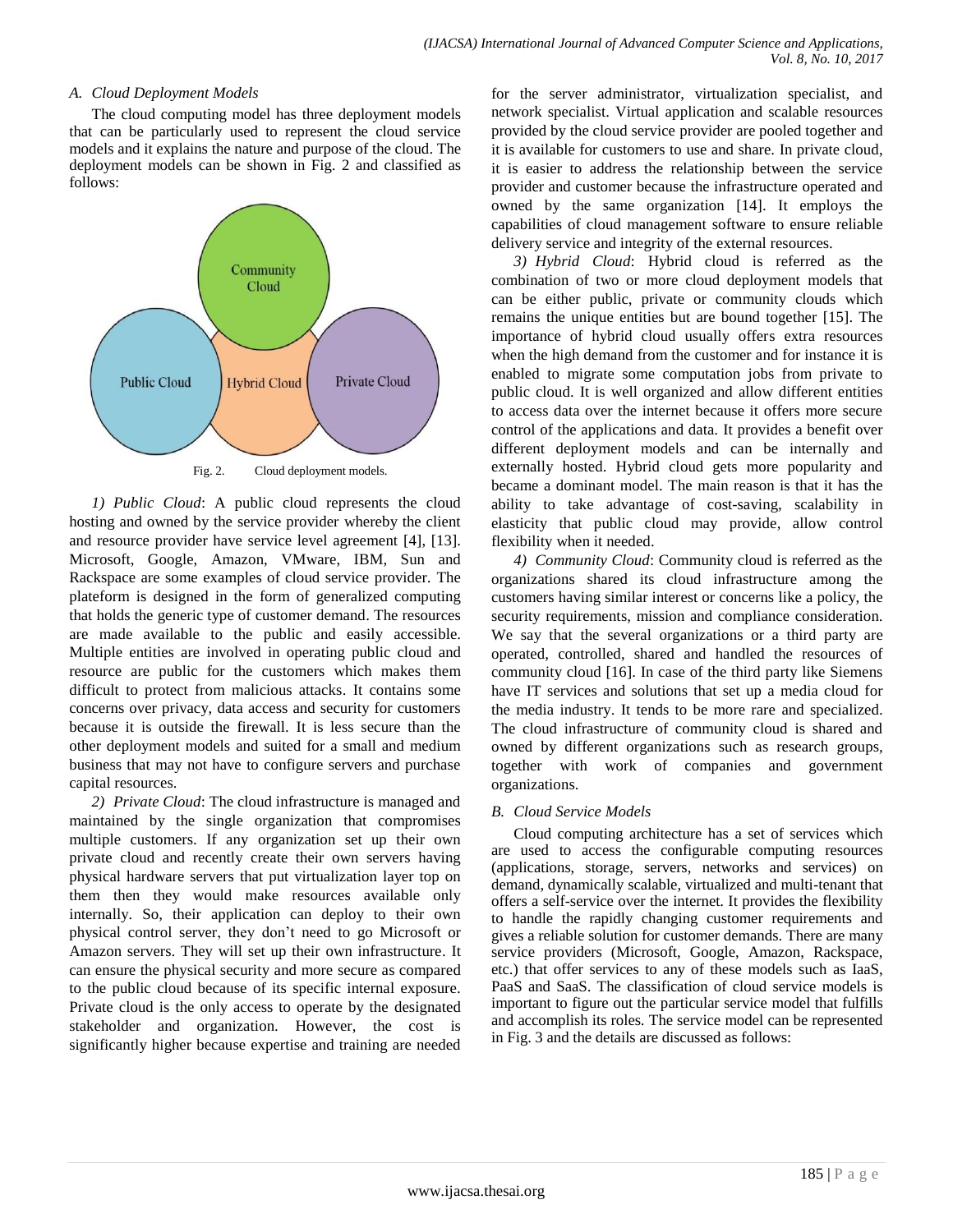### A. Cloud Deployment Models

The cloud computing model has three deployment models that can be particularly used to represent the cloud service models and it explains the nature and purpose of the cloud. The deployment models can be shown in Fig. 2 and classified as follows:

Fig. 2. Cloud deployment models.

*1) Public Cloud*: A public cloud represents the cloud hosting and owned by the service provider whereby the client and resource provider have service level agreement [4], [13]. Microsoft, Google, Amazon, VMware, IBM, Sun and Rackspace are some examples of cloud service provider. The plateform is designed in the form of generalized computing that holds the generic type of customer demand. The resources are made available to the public and easily accessible. Multiple entities are involved in operating public cloud and resource are public for the customers which makes them difficult to protect from malicious attacks. It contains some concerns over privacy, data access and security for customers because it is outside the firewall. It is less secure than the other deployment models and suited for a small and medium business that may not have to configure servers and purchase capital resources.

*2) Private Cloud*: The cloud infrastructure is managed and maintained by the single organization that compromises multiple customers. If any organization set up their own private cloud and recently create their own servers having physical hardware servers that put virtualization layer top on them then they would make resources available only internally. So, their application can deploy to their own physical control server, they don't need to go Microsoft or Amazon servers. They will set up their own infrastructure. It can ensure the physical security and more secure as compared to the public cloud because of its specific internal exposure. Private cloud is the only access to operate by the designated stakeholder and organization. However, the cost is significantly higher because expertise and training are needed for the server administrator, virtualization specialist, and network specialist. Virtual application and scalable resources provided by the cloud service provider are pooled together and it is available for customers to use and share. In private cloud, it is easier to address the relationship between the service provider and customer because the infrastructure operated and owned by the same organization [14]. It employs the capabilities of cloud management software to ensure reliable delivery service and integrity of the external resources.

*3) Hybrid Cloud*: Hybrid cloud is referred as the combination of two or more cloud deployment models that can be either public, private or community clouds which remains the unique entities but are bound together [15]. The importance of hybrid cloud usually offers extra resources when the high demand from the customer and for instance it is enabled to migrate some computation jobs from private to public cloud. It is well organized and allow different entities to access data over the internet because it offers more secure control of the applications and data. It provides a benefit over different deployment models and can be internally and externally hosted. Hybrid cloud gets more popularity and became a dominant model. The main reason is that it has the ability to take advantage of cost-saving, scalability in elasticity that public cloud may provide, allow control flexibility when it needed.

*4) Community Cloud*: Community cloud is referred as the organizations shared its cloud infrastructure among the customers having similar interest or concerns like a policy, the security requirements, mission and compliance consideration. We say that the several organizations or a third party are operated, controlled, shared and handled the resources of community cloud [16]. In case of the third party like Siemens have IT services and solutions that set up a media cloud for the media industry. It tends to be more rare and specialized. The cloud infrastructure of community cloud is shared and owned by different organizations such as research groups, together with work of companies and government organizations.

### B. Cloud Service Models

Cloud computing architecture has a set of services which are used to access the configurable computing resources (applications, storage, servers, networks and services) on demand, dynamically scalable, virtualized and multi-tenant that offers a self-service over the internet. It provides the flexibility to handle the rapidly changing customer requirements and gives a reliable solution for customer demands. There are many service providers (Microsoft, Google, Amazon, Rackspace, etc.) that offer services to any of these models such as IaaS, PaaS and SaaS. The classification of cloud service models is important to figure out the particular service model that fulfills and accomplish its roles. The service model can be represented in Fig. 3 and the details are discussed as follows: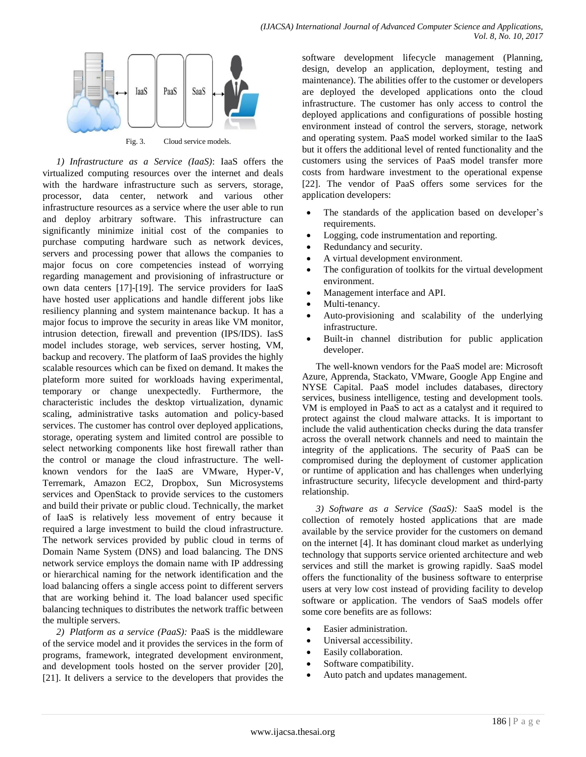Fig. 3. Cloud service models.

*1) Infrastructure as a Service (IaaS)*: IaaS offers the virtualized computing resources over the internet and deals with the hardware infrastructure such as servers, storage, processor, data center, network and various other infrastructure resources as a service where the user able to run and deploy arbitrary software. This infrastructure can significantly minimize initial cost of the companies to purchase computing hardware such as network devices, servers and processing power that allows the companies to major focus on core competencies instead of worrying regarding management and provisioning of infrastructure or own data centers [17]-[19]. The service providers for IaaS have hosted user applications and handle different jobs like resiliency planning and system maintenance backup. It has a major focus to improve the security in areas like VM monitor, intrusion detection, firewall and prevention (IPS/IDS). IasS model includes storage, web services, server hosting, VM, backup and recovery. The platform of IaaS provides the highly scalable resources which can be fixed on demand. It makes the plateform more suited for workloads having experimental, temporary or change unexpectedly. Furthermore, the characteristic includes the desktop virtualization, dynamic scaling, administrative tasks automation and policy-based services. The customer has control over deployed applications, storage, operating system and limited control are possible to select networking components like host firewall rather than the control or manage the cloud infrastructure. The well-known vendors for the IaaS are VMware, Hyper-V, Terremark, Amazon EC2, Dropbox, Sun Microsystems services and OpenStack to provide services to the customers and build their private or public cloud. Technically, the market of IaaS is relatively less movement of entry because it required a large investment to build the cloud infrastructure. The network services provided by public cloud in terms of Domain Name System (DNS) and load balancing. The DNS network service employs the domain name with IP addressing or hierarchical naming for the network identification and the load balancing offers a single access point to different servers that are working behind it. The load balancer used specific balancing techniques to distributes the network traffic between the multiple servers.

*2) Platform as a service (PaaS):* PaaS is the middleware of the service model and it provides the services in the form of programs, framework, integrated development environment, and development tools hosted on the server provider [20], [21]. It delivers a service to the developers that provides the software development lifecycle management (Planning, design, develop an application, deployment, testing and maintenance). The abilities offer to the customer or developers are deployed the developed applications onto the cloud infrastructure. The customer has only access to control the deployed applications and configurations of possible hosting environment instead of control the servers, storage, network and operating system. PaaS model worked similar to the IaaS but it offers the additional level of rented functionality and the customers using the services of PaaS model transfer more costs from hardware investment to the operational expense [22]. The vendor of PaaS offers some services for the application developers:

- The standards of the application based on developer's requirements.
- Logging, code instrumentation and reporting.
- Redundancy and security.
- A virtual development environment.
- The configuration of toolkits for the virtual development environment.
- Management interface and API.
- Multi-tenancy.
- Auto-provisioning and scalability of the underlying infrastructure.
- Built-in channel distribution for public application developer.

The well-known vendors for the PaaS model are: Microsoft Azure, Apprenda, Stackato, VMware, Google App Engine and NYSE Capital. PaaS model includes databases, directory services, business intelligence, testing and development tools. VM is employed in PaaS to act as a catalyst and it required to protect against the cloud malware attacks. It is important to include the valid authentication checks during the data transfer across the overall network channels and need to maintain the integrity of the applications. The security of PaaS can be compromised during the deployment of customer application or runtime of application and has challenges when underlying infrastructure security, lifecycle development and third-party relationship.

*3) Software as a Service (SaaS):* SaaS model is the collection of remotely hosted applications that are made available by the service provider for the customers on demand on the internet [4]. It has dominant cloud market as underlying technology that supports service oriented architecture and web services and still the market is growing rapidly. SaaS model offers the functionality of the business software to enterprise users at very low cost instead of providing facility to develop software or application. The vendors of SaaS models offer some core benefits are as follows:

- Easier administration.
- Universal accessibility.
- Easily collaboration.
- Software compatibility.
- Auto patch and updates management.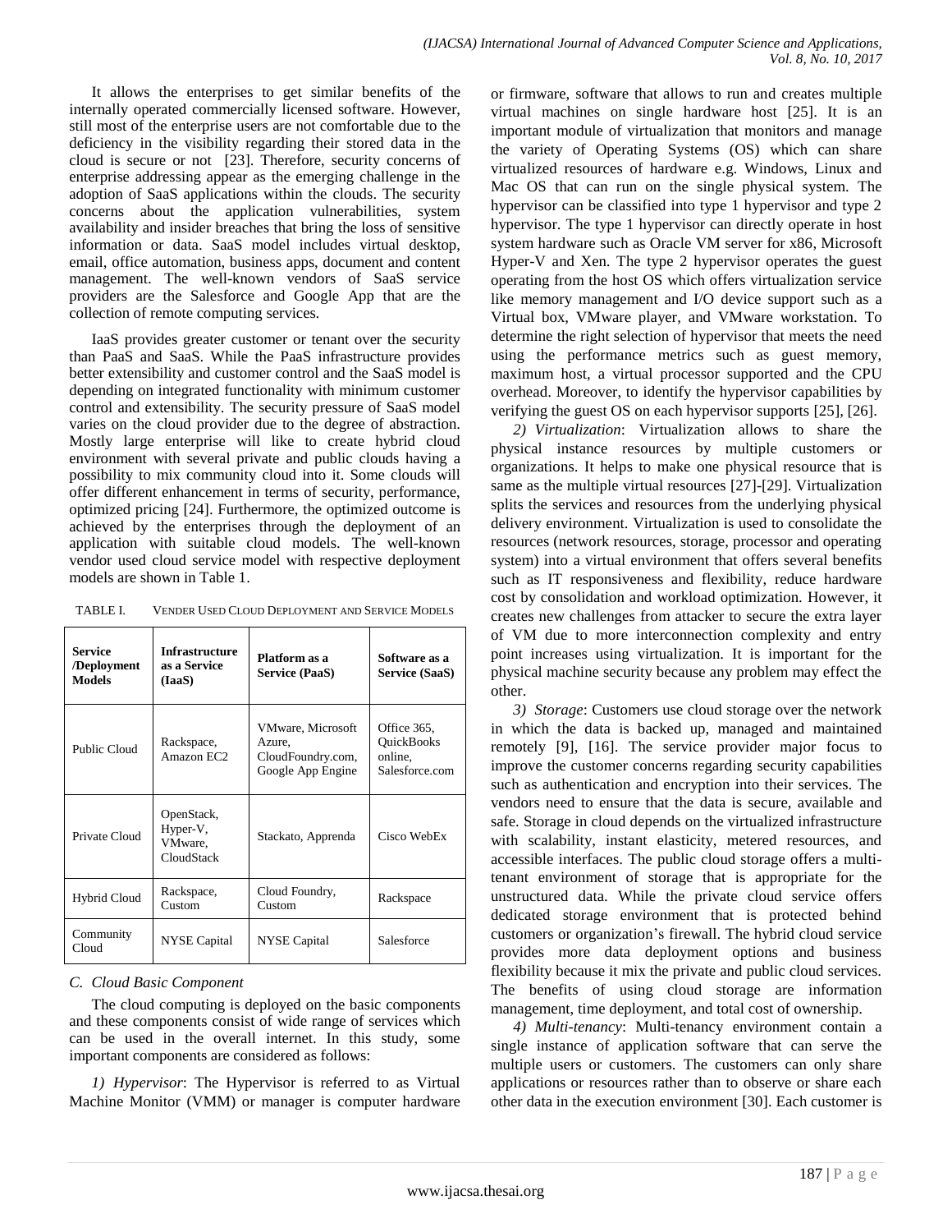It allows the enterprises to get similar benefits of the internally operated commercially licensed software. However, still most of the enterprise users are not comfortable due to the deficiency in the visibility regarding their stored data in the cloud is secure or not [23]. Therefore, security concerns of enterprise addressing appear as the emerging challenge in the adoption of SaaS applications within the clouds. The security concerns about the application vulnerabilities, system availability and insider breaches that bring the loss of sensitive information or data. SaaS model includes virtual desktop, email, office automation, business apps, document and content management. The well-known vendors of SaaS service providers are the Salesforce and Google App that are the collection of remote computing services.

IaaS provides greater customer or tenant over the security than PaaS and SaaS. While the PaaS infrastructure provides better extensibility and customer control and the SaaS model is depending on integrated functionality with minimum customer control and extensibility. The security pressure of SaaS model varies on the cloud provider due to the degree of abstraction. Mostly large enterprise will like to create hybrid cloud environment with several private and public clouds having a possibility to mix community cloud into it. Some clouds will offer different enhancement in terms of security, performance, optimized pricing [24]. Furthermore, the optimized outcome is achieved by the enterprises through the deployment of an application with suitable cloud models. The well-known vendor used cloud service model with respective deployment models are shown in Table 1.

TABLE I. VENDER USED CLOUD DEPLOYMENT AND SERVICE MODELS

| Service /Deployment Models | Infrastructure as a Service (IaaS) | Platform as a Service (PaaS) | Software as a Service (SaaS) |
|---|---|---|---|
| Public Cloud | Rackspace, Amazon EC2 | VMware, Microsoft Azure, CloudFoundry.com, Google App Engine | Office 365, QuickBooks online, Salesforce.com |
| Private Cloud | OpenStack, Hyper-V, VMware, CloudStack | Stackato, Apprenda | Cisco WebEx |
| Hybrid Cloud | Rackspace, Custom | Cloud Foundry, Custom | Rackspace |
| Community Cloud | NYSE Capital | NYSE Capital | Salesforce |

### C. Cloud Basic Component

The cloud computing is deployed on the basic components and these components consist of wide range of services which can be used in the overall internet. In this study, some important components are considered as follows:

*1) Hypervisor*: The Hypervisor is referred to as Virtual Machine Monitor (VMM) or manager is computer hardware or firmware, software that allows to run and creates multiple virtual machines on single hardware host [25]. It is an important module of virtualization that monitors and manage the variety of Operating Systems (OS) which can share virtualized resources of hardware e.g. Windows, Linux and Mac OS that can run on the single physical system. The hypervisor can be classified into type 1 hypervisor and type 2 hypervisor. The type 1 hypervisor can directly operate in host system hardware such as Oracle VM server for x86, Microsoft Hyper-V and Xen. The type 2 hypervisor operates the guest operating from the host OS which offers virtualization service like memory management and I/O device support such as a Virtual box, VMware player, and VMware workstation. To determine the right selection of hypervisor that meets the need using the performance metrics such as guest memory, maximum host, a virtual processor supported and the CPU overhead. Moreover, to identify the hypervisor capabilities by verifying the guest OS on each hypervisor supports [25], [26].

*2) Virtualization*: Virtualization allows to share the physical instance resources by multiple customers or organizations. It helps to make one physical resource that is same as the multiple virtual resources [27]-[29]. Virtualization splits the services and resources from the underlying physical delivery environment. Virtualization is used to consolidate the resources (network resources, storage, processor and operating system) into a virtual environment that offers several benefits such as IT responsiveness and flexibility, reduce hardware cost by consolidation and workload optimization. However, it creates new challenges from attacker to secure the extra layer of VM due to more interconnection complexity and entry point increases using virtualization. It is important for the physical machine security because any problem may effect the other.

*3) Storage*: Customers use cloud storage over the network in which the data is backed up, managed and maintained remotely [9], [16]. The service provider major focus to improve the customer concerns regarding security capabilities such as authentication and encryption into their services. The vendors need to ensure that the data is secure, available and safe. Storage in cloud depends on the virtualized infrastructure with scalability, instant elasticity, metered resources, and accessible interfaces. The public cloud storage offers a multi-tenant environment of storage that is appropriate for the unstructured data. While the private cloud service offers dedicated storage environment that is protected behind customers or organization's firewall. The hybrid cloud service provides more data deployment options and business flexibility because it mix the private and public cloud services. The benefits of using cloud storage are information management, time deployment, and total cost of ownership.

*4) Multi-tenancy*: Multi-tenancy environment contain a single instance of application software that can serve the multiple users or customers. The customers can only share applications or resources rather than to observe or share each other data in the execution environment [30]. Each customer is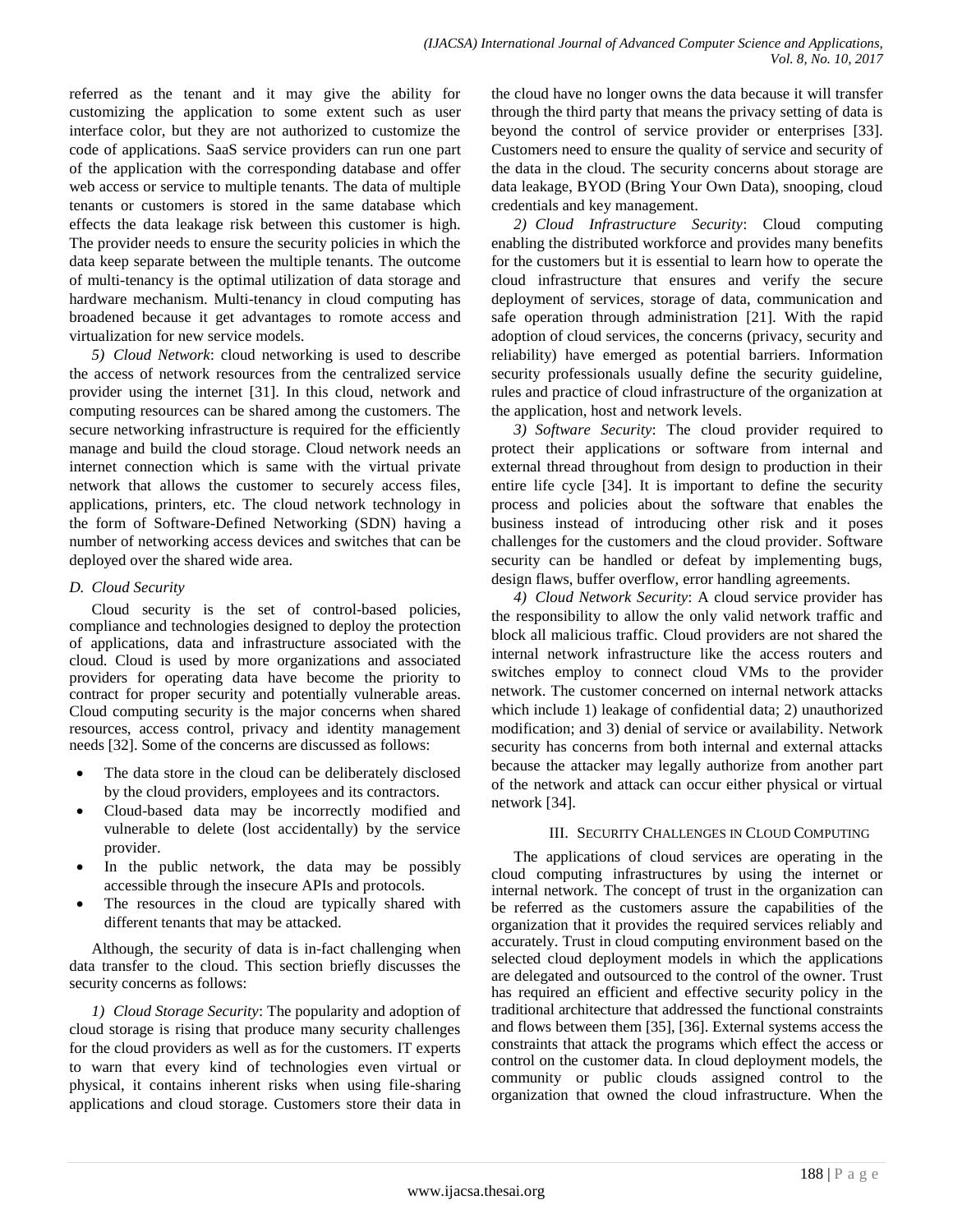referred as the tenant and it may give the ability for customizing the application to some extent such as user interface color, but they are not authorized to customize the code of applications. SaaS service providers can run one part of the application with the corresponding database and offer web access or service to multiple tenants. The data of multiple tenants or customers is stored in the same database which effects the data leakage risk between this customer is high. The provider needs to ensure the security policies in which the data keep separate between the multiple tenants. The outcome of multi-tenancy is the optimal utilization of data storage and hardware mechanism. Multi-tenancy in cloud computing has broadened because it get advantages to romote access and virtualization for new service models.

*5) Cloud Network*: cloud networking is used to describe the access of network resources from the centralized service provider using the internet [31]. In this cloud, network and computing resources can be shared among the customers. The secure networking infrastructure is required for the efficiently manage and build the cloud storage. Cloud network needs an internet connection which is same with the virtual private network that allows the customer to securely access files, applications, printers, etc. The cloud network technology in the form of Software-Defined Networking (SDN) having a number of networking access devices and switches that can be deployed over the shared wide area.

### *D. Cloud Security*

Cloud security is the set of control-based policies, compliance and technologies designed to deploy the protection of applications, data and infrastructure associated with the cloud. Cloud is used by more organizations and associated providers for operating data have become the priority to contract for proper security and potentially vulnerable areas. Cloud computing security is the major concerns when shared resources, access control, privacy and identity management needs [32]. Some of the concerns are discussed as follows:

- The data store in the cloud can be deliberately disclosed by the cloud providers, employees and its contractors.
- Cloud-based data may be incorrectly modified and vulnerable to delete (lost accidentally) by the service provider.
- In the public network, the data may be possibly accessible through the insecure APIs and protocols.
- The resources in the cloud are typically shared with different tenants that may be attacked.

Although, the security of data is in-fact challenging when data transfer to the cloud. This section briefly discusses the security concerns as follows:

*1) Cloud Storage Security*: The popularity and adoption of cloud storage is rising that produce many security challenges for the cloud providers as well as for the customers. IT experts to warn that every kind of technologies even virtual or physical, it contains inherent risks when using file-sharing applications and cloud storage. Customers store their data in the cloud have no longer owns the data because it will transfer through the third party that means the privacy setting of data is beyond the control of service provider or enterprises [33]. Customers need to ensure the quality of service and security of the data in the cloud. The security concerns about storage are data leakage, BYOD (Bring Your Own Data), snooping, cloud credentials and key management.

*2) Cloud Infrastructure Security*: Cloud computing enabling the distributed workforce and provides many benefits for the customers but it is essential to learn how to operate the cloud infrastructure that ensures and verify the secure deployment of services, storage of data, communication and safe operation through administration [21]. With the rapid adoption of cloud services, the concerns (privacy, security and reliability) have emerged as potential barriers. Information security professionals usually define the security guideline, rules and practice of cloud infrastructure of the organization at the application, host and network levels.

*3) Software Security*: The cloud provider required to protect their applications or software from internal and external thread throughout from design to production in their entire life cycle [34]. It is important to define the security process and policies about the software that enables the business instead of introducing other risk and it poses challenges for the customers and the cloud provider. Software security can be handled or defeat by implementing bugs, design flaws, buffer overflow, error handling agreements.

*4) Cloud Network Security*: A cloud service provider has the responsibility to allow the only valid network traffic and block all malicious traffic. Cloud providers are not shared the internal network infrastructure like the access routers and switches employ to connect cloud VMs to the provider network. The customer concerned on internal network attacks which include 1) leakage of confidential data; 2) unauthorized modification; and 3) denial of service or availability. Network security has concerns from both internal and external attacks because the attacker may legally authorize from another part of the network and attack can occur either physical or virtual network [34].

## III. Security Challenges in Cloud Computing

The applications of cloud services are operating in the cloud computing infrastructures by using the internet or internal network. The concept of trust in the organization can be referred as the customers assure the capabilities of the organization that it provides the required services reliably and accurately. Trust in cloud computing environment based on the selected cloud deployment models in which the applications are delegated and outsourced to the control of the owner. Trust has required an efficient and effective security policy in the traditional architecture that addressed the functional constraints and flows between them [35], [36]. External systems access the constraints that attack the programs which effect the access or control on the customer data. In cloud deployment models, the community or public clouds assigned control to the organization that owned the cloud infrastructure. When the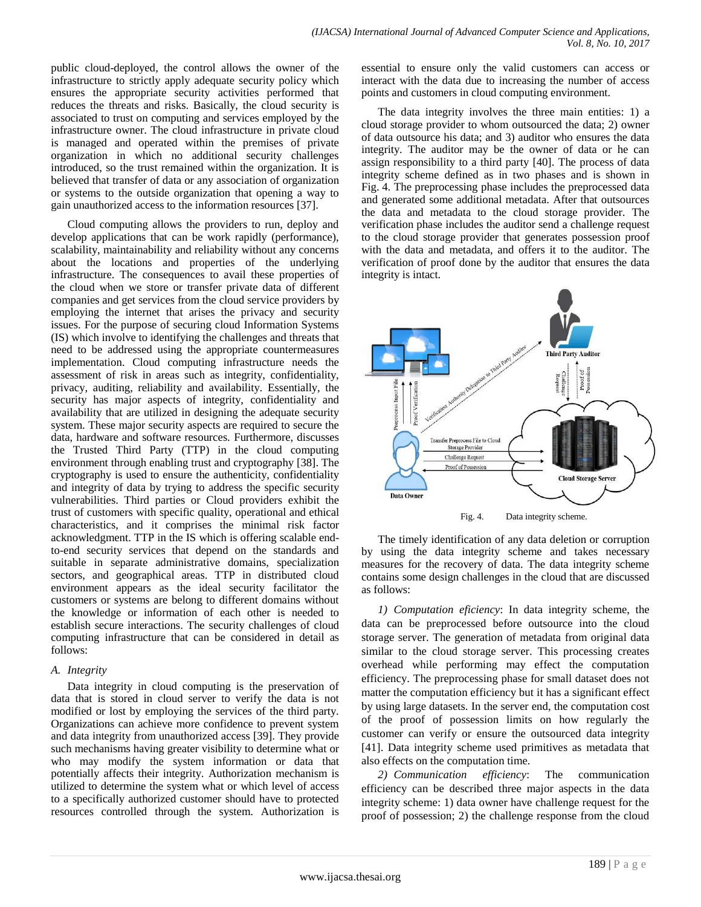public cloud-deployed, the control allows the owner of the infrastructure to strictly apply adequate security policy which ensures the appropriate security activities performed that reduces the threats and risks. Basically, the cloud security is associated to trust on computing and services employed by the infrastructure owner. The cloud infrastructure in private cloud is managed and operated within the premises of private organization in which no additional security challenges introduced, so the trust remained within the organization. It is believed that transfer of data or any association of organization or systems to the outside organization that opening a way to gain unauthorized access to the information resources [37].

Cloud computing allows the providers to run, deploy and develop applications that can be work rapidly (performance), scalability, maintainability and reliability without any concerns about the locations and properties of the underlying infrastructure. The consequences to avail these properties of the cloud when we store or transfer private data of different companies and get services from the cloud service providers by employing the internet that arises the privacy and security issues. For the purpose of securing cloud Information Systems (IS) which involve to identifying the challenges and threats that need to be addressed using the appropriate countermeasures implementation. Cloud computing infrastructure needs the assessment of risk in areas such as integrity, confidentiality, privacy, auditing, reliability and availability. Essentially, the security has major aspects of integrity, confidentiality and availability that are utilized in designing the adequate security system. These major security aspects are required to secure the data, hardware and software resources. Furthermore, discusses the Trusted Third Party (TTP) in the cloud computing environment through enabling trust and cryptography [38]. The cryptography is used to ensure the authenticity, confidentiality and integrity of data by trying to address the specific security vulnerabilities. Third parties or Cloud providers exhibit the trust of customers with specific quality, operational and ethical characteristics, and it comprises the minimal risk factor acknowledgment. TTP in the IS which is offering scalable end-to-end security services that depend on the standards and suitable in separate administrative domains, specialization sectors, and geographical areas. TTP in distributed cloud environment appears as the ideal security facilitator the customers or systems are belong to different domains without the knowledge or information of each other is needed to establish secure interactions. The security challenges of cloud computing infrastructure that can be considered in detail as follows:

### A. Integrity

Data integrity in cloud computing is the preservation of data that is stored in cloud server to verify the data is not modified or lost by employing the services of the third party. Organizations can achieve more confidence to prevent system and data integrity from unauthorized access [39]. They provide such mechanisms having greater visibility to determine what or who may modify the system information or data that potentially affects their integrity. Authorization mechanism is utilized to determine the system what or which level of access to a specifically authorized customer should have to protected resources controlled through the system. Authorization is essential to ensure only the valid customers can access or interact with the data due to increasing the number of access points and customers in cloud computing environment.

The data integrity involves the three main entities: 1) a cloud storage provider to whom outsourced the data; 2) owner of data outsource his data; and 3) auditor who ensures the data integrity. The auditor may be the owner of data or he can assign responsibility to a third party [40]. The process of data integrity scheme defined as in two phases and is shown in Fig. 4. The preprocessing phase includes the preprocessed data and generated some additional metadata. After that outsources the data and metadata to the cloud storage provider. The verification phase includes the auditor send a challenge request to the cloud storage provider that generates possession proof with the data and metadata, and offers it to the auditor. The verification of proof done by the auditor that ensures the data integrity is intact.

Fig. 4. Data integrity scheme.

The timely identification of any data deletion or corruption by using the data integrity scheme and takes necessary measures for the recovery of data. The data integrity scheme contains some design challenges in the cloud that are discussed as follows:

*1) Computation eficiency*: In data integrity scheme, the data can be preprocessed before outsource into the cloud storage server. The generation of metadata from original data similar to the cloud storage server. This processing creates overhead while performing may effect the computation efficiency. The preprocessing phase for small dataset does not matter the computation efficiency but it has a significant effect by using large datasets. In the server end, the computation cost of the proof of possession limits on how regularly the customer can verify or ensure the outsourced data integrity [41]. Data integrity scheme used primitives as metadata that also effects on the computation time.

*2) Communication efficiency*: The communication efficiency can be described three major aspects in the data integrity scheme: 1) data owner have challenge request for the proof of possession; 2) the challenge response from the cloud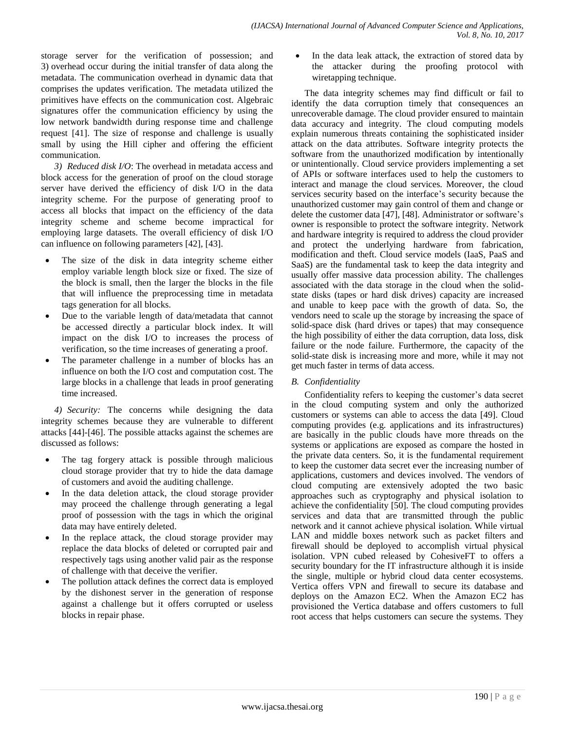storage server for the verification of possession; and 3) overhead occur during the initial transfer of data along the metadata. The communication overhead in dynamic data that comprises the updates verification. The metadata utilized the primitives have effects on the communication cost. Algebraic signatures offer the communication efficiency by using the low network bandwidth during response time and challenge request [41]. The size of response and challenge is usually small by using the Hill cipher and offering the efficient communication.

*3) Reduced disk I/O*: The overhead in metadata access and block access for the generation of proof on the cloud storage server have derived the efficiency of disk I/O in the data integrity scheme. For the purpose of generating proof to access all blocks that impact on the efficiency of the data integrity scheme and scheme become impractical for employing large datasets. The overall efficiency of disk I/O can influence on following parameters [42], [43].

- The size of the disk in data integrity scheme either employ variable length block size or fixed. The size of the block is small, then the larger the blocks in the file that will influence the preprocessing time in metadata tags generation for all blocks.
- Due to the variable length of data/metadata that cannot be accessed directly a particular block index. It will impact on the disk I/O to increases the process of verification, so the time increases of generating a proof.
- The parameter challenge in a number of blocks has an influence on both the I/O cost and computation cost. The large blocks in a challenge that leads in proof generating time increased.

*4) Security:* The concerns while designing the data integrity schemes because they are vulnerable to different attacks [44]-[46]. The possible attacks against the schemes are discussed as follows:

- The tag forgery attack is possible through malicious cloud storage provider that try to hide the data damage of customers and avoid the auditing challenge.
- In the data deletion attack, the cloud storage provider may proceed the challenge through generating a legal proof of possession with the tags in which the original data may have entirely deleted.
- In the replace attack, the cloud storage provider may replace the data blocks of deleted or corrupted pair and respectively tags using another valid pair as the response of challenge with that deceive the verifier.
- The pollution attack defines the correct data is employed by the dishonest server in the generation of response against a challenge but it offers corrupted or useless blocks in repair phase.
- In the data leak attack, the extraction of stored data by the attacker during the proofing protocol with wiretapping technique.

The data integrity schemes may find difficult or fail to identify the data corruption timely that consequences an unrecoverable damage. The cloud provider ensured to maintain data accuracy and integrity. The cloud computing models explain numerous threats containing the sophisticated insider attack on the data attributes. Software integrity protects the software from the unauthorized modification by intentionally or unintentionally. Cloud service providers implementing a set of APIs or software interfaces used to help the customers to interact and manage the cloud services. Moreover, the cloud services security based on the interface's security because the unauthorized customer may gain control of them and change or delete the customer data [47], [48]. Administrator or software's owner is responsible to protect the software integrity. Network and hardware integrity is required to address the cloud provider and protect the underlying hardware from fabrication, modification and theft. Cloud service models (IaaS, PaaS and SaaS) are the fundamental task to keep the data integrity and usually offer massive data procession ability. The challenges associated with the data storage in the cloud when the solid-state disks (tapes or hard disk drives) capacity are increased and unable to keep pace with the growth of data. So, the vendors need to scale up the storage by increasing the space of solid-space disk (hard drives or tapes) that may consequence the high possibility of either the data corruption, data loss, disk failure or the node failure. Furthermore, the capacity of the solid-state disk is increasing more and more, while it may not get much faster in terms of data access.

### *B. Confidentiality*

Confidentiality refers to keeping the customer's data secret in the cloud computing system and only the authorized customers or systems can able to access the data [49]. Cloud computing provides (e.g. applications and its infrastructures) are basically in the public clouds have more threads on the systems or applications are exposed as compare the hosted in the private data centers. So, it is the fundamental requirement to keep the customer data secret ever the increasing number of applications, customers and devices involved. The vendors of cloud computing are extensively adopted the two basic approaches such as cryptography and physical isolation to achieve the confidentiality [50]. The cloud computing provides services and data that are transmitted through the public network and it cannot achieve physical isolation. While virtual LAN and middle boxes network such as packet filters and firewall should be deployed to accomplish virtual physical isolation. VPN cubed released by CohesiveFT to offers a security boundary for the IT infrastructure although it is inside the single, multiple or hybrid cloud data center ecosystems. Vertica offers VPN and firewall to secure its database and deploys on the Amazon EC2. When the Amazon EC2 has provisioned the Vertica database and offers customers to full root access that helps customers can secure the systems. They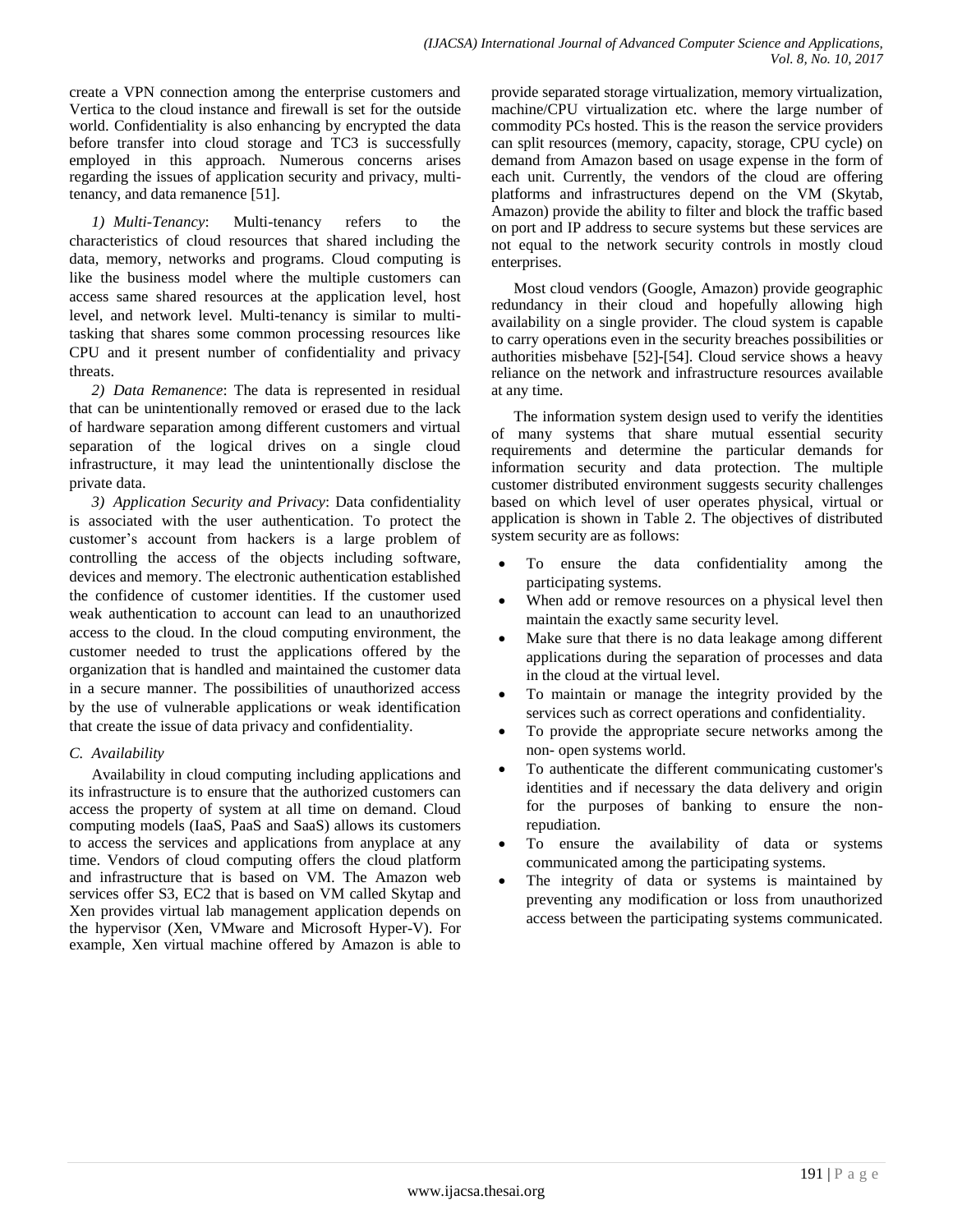create a VPN connection among the enterprise customers and Vertica to the cloud instance and firewall is set for the outside world. Confidentiality is also enhancing by encrypted the data before transfer into cloud storage and TC3 is successfully employed in this approach. Numerous concerns arises regarding the issues of application security and privacy, multi-tenancy, and data remanence [51].

*1) Multi-Tenancy*: Multi-tenancy refers to the characteristics of cloud resources that shared including the data, memory, networks and programs. Cloud computing is like the business model where the multiple customers can access same shared resources at the application level, host level, and network level. Multi-tenancy is similar to multi-tasking that shares some common processing resources like CPU and it present number of confidentiality and privacy threats.

*2) Data Remanence*: The data is represented in residual that can be unintentionally removed or erased due to the lack of hardware separation among different customers and virtual separation of the logical drives on a single cloud infrastructure, it may lead the unintentionally disclose the private data.

*3) Application Security and Privacy*: Data confidentiality is associated with the user authentication. To protect the customer's account from hackers is a large problem of controlling the access of the objects including software, devices and memory. The electronic authentication established the confidence of customer identities. If the customer used weak authentication to account can lead to an unauthorized access to the cloud. In the cloud computing environment, the customer needed to trust the applications offered by the organization that is handled and maintained the customer data in a secure manner. The possibilities of unauthorized access by the use of vulnerable applications or weak identification that create the issue of data privacy and confidentiality.

### *C. Availability*

Availability in cloud computing including applications and its infrastructure is to ensure that the authorized customers can access the property of system at all time on demand. Cloud computing models (IaaS, PaaS and SaaS) allows its customers to access the services and applications from anyplace at any time. Vendors of cloud computing offers the cloud platform and infrastructure that is based on VM. The Amazon web services offer S3, EC2 that is based on VM called Skytap and Xen provides virtual lab management application depends on the hypervisor (Xen, VMware and Microsoft Hyper-V). For example, Xen virtual machine offered by Amazon is able to provide separated storage virtualization, memory virtualization, machine/CPU virtualization etc. where the large number of commodity PCs hosted. This is the reason the service providers can split resources (memory, capacity, storage, CPU cycle) on demand from Amazon based on usage expense in the form of each unit. Currently, the vendors of the cloud are offering platforms and infrastructures depend on the VM (Skytab, Amazon) provide the ability to filter and block the traffic based on port and IP address to secure systems but these services are not equal to the network security controls in mostly cloud enterprises.

Most cloud vendors (Google, Amazon) provide geographic redundancy in their cloud and hopefully allowing high availability on a single provider. The cloud system is capable to carry operations even in the security breaches possibilities or authorities misbehave [52]-[54]. Cloud service shows a heavy reliance on the network and infrastructure resources available at any time.

The information system design used to verify the identities of many systems that share mutual essential security requirements and determine the particular demands for information security and data protection. The multiple customer distributed environment suggests security challenges based on which level of user operates physical, virtual or application is shown in Table 2. The objectives of distributed system security are as follows:

- To ensure the data confidentiality among the participating systems.
- When add or remove resources on a physical level then maintain the exactly same security level.
- Make sure that there is no data leakage among different applications during the separation of processes and data in the cloud at the virtual level.
- To maintain or manage the integrity provided by the services such as correct operations and confidentiality.
- To provide the appropriate secure networks among the non- open systems world.
- To authenticate the different communicating customer's identities and if necessary the data delivery and origin for the purposes of banking to ensure the non-repudiation.
- To ensure the availability of data or systems communicated among the participating systems.
- The integrity of data or systems is maintained by preventing any modification or loss from unauthorized access between the participating systems communicated.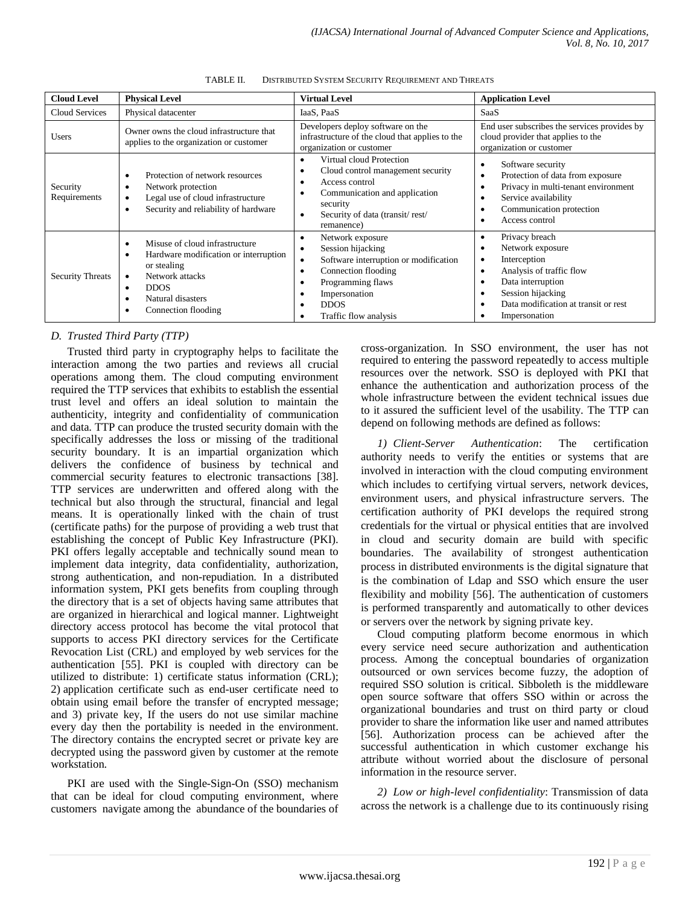TABLE II. DISTRIBUTED SYSTEM SECURITY REQUIREMENT AND THREATS

| Cloud Level | Physical Level | Virtual Level | Application Level |
|---|---|---|---|
| Cloud Services | Physical datacenter | IaaS, PaaS | SaaS |
| Users | Owner owns the cloud infrastructure that applies to the organization or customer | Developers deploy software on the infrastructure of the cloud that applies to the organization or customer | End user subscribes the services provides by cloud provider that applies to the organization or customer |
| Security Requirements | • Protection of network resources<br>• Network protection<br>• Legal use of cloud infrastructure<br>• Security and reliability of hardware | • Virtual cloud Protection<br>• Cloud control management security<br>• Access control<br>• Communication and application security<br>• Security of data (transit/ rest/ remanence) | • Software security<br>• Protection of data from exposure<br>• Privacy in multi-tenant environment<br>• Service availability<br>• Communication protection<br>• Access control |
| Security Threats | • Misuse of cloud infrastructure<br>• Hardware modification or interruption or stealing<br>• Network attacks<br>• DDOS<br>• Natural disasters<br>• Connection flooding | • Network exposure<br>• Session hijacking<br>• Software interruption or modification<br>• Connection flooding<br>• Programming flaws<br>• Impersonation<br>• DDOS<br>• Traffic flow analysis | • Privacy breach<br>• Network exposure<br>• Interception<br>• Analysis of traffic flow<br>• Data interruption<br>• Session hijacking<br>• Data modification at transit or rest<br>• Impersonation |

### *D. Trusted Third Party (TTP)*

Trusted third party in cryptography helps to facilitate the interaction among the two parties and reviews all crucial operations among them. The cloud computing environment required the TTP services that exhibits to establish the essential trust level and offers an ideal solution to maintain the authenticity, integrity and confidentiality of communication and data. TTP can produce the trusted security domain with the specifically addresses the loss or missing of the traditional security boundary. It is an impartial organization which delivers the confidence of business by technical and commercial security features to electronic transactions [38]. TTP services are underwritten and offered along with the technical but also through the structural, financial and legal means. It is operationally linked with the chain of trust (certificate paths) for the purpose of providing a web trust that establishing the concept of Public Key Infrastructure (PKI). PKI offers legally acceptable and technically sound mean to implement data integrity, data confidentiality, authorization, strong authentication, and non-repudiation. In a distributed information system, PKI gets benefits from coupling through the directory that is a set of objects having same attributes that are organized in hierarchical and logical manner. Lightweight directory access protocol has become the vital protocol that supports to access PKI directory services for the Certificate Revocation List (CRL) and employed by web services for the authentication [55]. PKI is coupled with directory can be utilized to distribute: 1) certificate status information (CRL); 2) application certificate such as end-user certificate need to obtain using email before the transfer of encrypted message; and 3) private key, If the users do not use similar machine every day then the portability is needed in the environment. The directory contains the encrypted secret or private key are decrypted using the password given by customer at the remote workstation.

PKI are used with the Single-Sign-On (SSO) mechanism that can be ideal for cloud computing environment, where customers navigate among the abundance of the boundaries of cross-organization. In SSO environment, the user has not required to entering the password repeatedly to access multiple resources over the network. SSO is deployed with PKI that enhance the authentication and authorization process of the whole infrastructure between the evident technical issues due to it assured the sufficient level of the usability. The TTP can depend on following methods are defined as follows:

*1) Client-Server Authentication*: The certification authority needs to verify the entities or systems that are involved in interaction with the cloud computing environment which includes to certifying virtual servers, network devices, environment users, and physical infrastructure servers. The certification authority of PKI develops the required strong credentials for the virtual or physical entities that are involved in cloud and security domain are build with specific boundaries. The availability of strongest authentication process in distributed environments is the digital signature that is the combination of Ldap and SSO which ensure the user flexibility and mobility [56]. The authentication of customers is performed transparently and automatically to other devices or servers over the network by signing private key.

Cloud computing platform become enormous in which every service need secure authorization and authentication process. Among the conceptual boundaries of organization outsourced or own services become fuzzy, the adoption of required SSO solution is critical. Sibboleth is the middleware open source software that offers SSO within or across the organizational boundaries and trust on third party or cloud provider to share the information like user and named attributes [56]. Authorization process can be achieved after the successful authentication in which customer exchange his attribute without worried about the disclosure of personal information in the resource server.

*2) Low or high-level confidentiality*: Transmission of data across the network is a challenge due to its continuously rising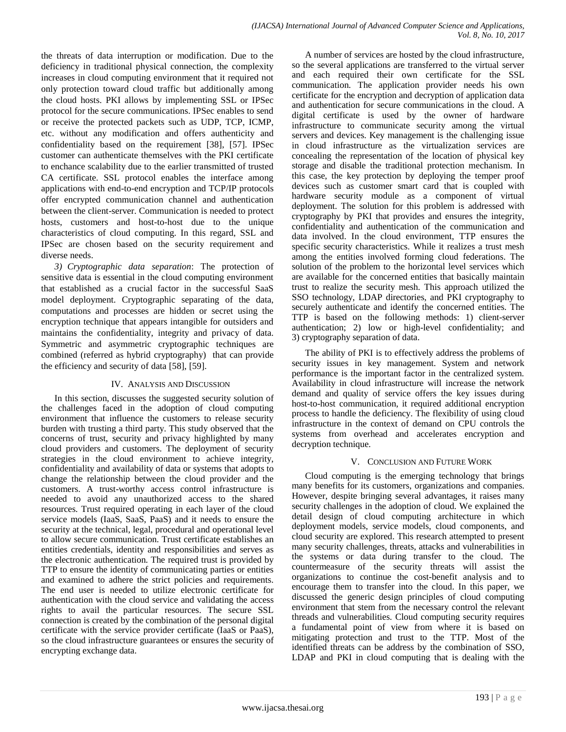the threats of data interruption or modification. Due to the deficiency in traditional physical connection, the complexity increases in cloud computing environment that it required not only protection toward cloud traffic but additionally among the cloud hosts. PKI allows by implementing SSL or IPSec protocol for the secure communications. IPSec enables to send or receive the protected packets such as UDP, TCP, ICMP, etc. without any modification and offers authenticity and confidentiality based on the requirement [38], [57]. IPSec customer can authenticate themselves with the PKI certificate to enchance scalability due to the earlier transmitted of trusted CA certificate. SSL protocol enables the interface among applications with end-to-end encryption and TCP/IP protocols offer encrypted communication channel and authentication between the client-server. Communication is needed to protect hosts, customers and host-to-host due to the unique characteristics of cloud computing. In this regard, SSL and IPSec are chosen based on the security requirement and diverse needs.

*3) Cryptographic data separation*: The protection of sensitive data is essential in the cloud computing environment that established as a crucial factor in the successful SaaS model deployment. Cryptographic separating of the data, computations and processes are hidden or secret using the encryption technique that appears intangible for outsiders and maintains the confidentiality, integrity and privacy of data. Symmetric and asymmetric cryptographic techniques are combined (referred as hybrid cryptography) that can provide the efficiency and security of data [58], [59].

## IV. Analysis and Discussion

In this section, discusses the suggested security solution of the challenges faced in the adoption of cloud computing environment that influence the customers to release security burden with trusting a third party. This study observed that the concerns of trust, security and privacy highlighted by many cloud providers and customers. The deployment of security strategies in the cloud environment to achieve integrity, confidentiality and availability of data or systems that adopts to change the relationship between the cloud provider and the customers. A trust-worthy access control infrastructure is needed to avoid any unauthorized access to the shared resources. Trust required operating in each layer of the cloud service models (IaaS, SaaS, PaaS) and it needs to ensure the security at the technical, legal, procedural and operational level to allow secure communication. Trust certificate establishes an entities credentials, identity and responsibilities and serves as the electronic authentication. The required trust is provided by TTP to ensure the identity of communicating parties or entities and examined to adhere the strict policies and requirements. The end user is needed to utilize electronic certificate for authentication with the cloud service and validating the access rights to avail the particular resources. The secure SSL connection is created by the combination of the personal digital certificate with the service provider certificate (IaaS or PaaS), so the cloud infrastructure guarantees or ensures the security of encrypting exchange data.

A number of services are hosted by the cloud infrastructure, so the several applications are transferred to the virtual server and each required their own certificate for the SSL communication. The application provider needs his own certificate for the encryption and decryption of application data and authentication for secure communications in the cloud. A digital certificate is used by the owner of hardware infrastructure to communicate security among the virtual servers and devices. Key management is the challenging issue in cloud infrastructure as the virtualization services are concealing the representation of the location of physical key storage and disable the traditional protection mechanism. In this case, the key protection by deploying the temper proof devices such as customer smart card that is coupled with hardware security module as a component of virtual deployment. The solution for this problem is addressed with cryptography by PKI that provides and ensures the integrity, confidentiality and authentication of the communication and data involved. In the cloud environment, TTP ensures the specific security characteristics. While it realizes a trust mesh among the entities involved forming cloud federations. The solution of the problem to the horizontal level services which are available for the concerned entities that basically maintain trust to realize the security mesh. This approach utilized the SSO technology, LDAP directories, and PKI cryptography to securely authenticate and identify the concerned entities. The TTP is based on the following methods: 1) client-server authentication; 2) low or high-level confidentiality; and 3) cryptography separation of data.

The ability of PKI is to effectively address the problems of security issues in key management. System and network performance is the important factor in the centralized system. Availability in cloud infrastructure will increase the network demand and quality of service offers the key issues during host-to-host communication, it required additional encryption process to handle the deficiency. The flexibility of using cloud infrastructure in the context of demand on CPU controls the systems from overhead and accelerates encryption and decryption technique.

## V. Conclusion and Future Work

Cloud computing is the emerging technology that brings many benefits for its customers, organizations and companies. However, despite bringing several advantages, it raises many security challenges in the adoption of cloud. We explained the detail design of cloud computing architecture in which deployment models, service models, cloud components, and cloud security are explored. This research attempted to present many security challenges, threats, attacks and vulnerabilities in the systems or data during transfer to the cloud. The countermeasure of the security threats will assist the organizations to continue the cost-benefit analysis and to encourage them to transfer into the cloud. In this paper, we discussed the generic design principles of cloud computing environment that stem from the necessary control the relevant threads and vulnerabilities. Cloud computing security requires a fundamental point of view from where it is based on mitigating protection and trust to the TTP. Most of the identified threats can be address by the combination of SSO, LDAP and PKI in cloud computing that is dealing with the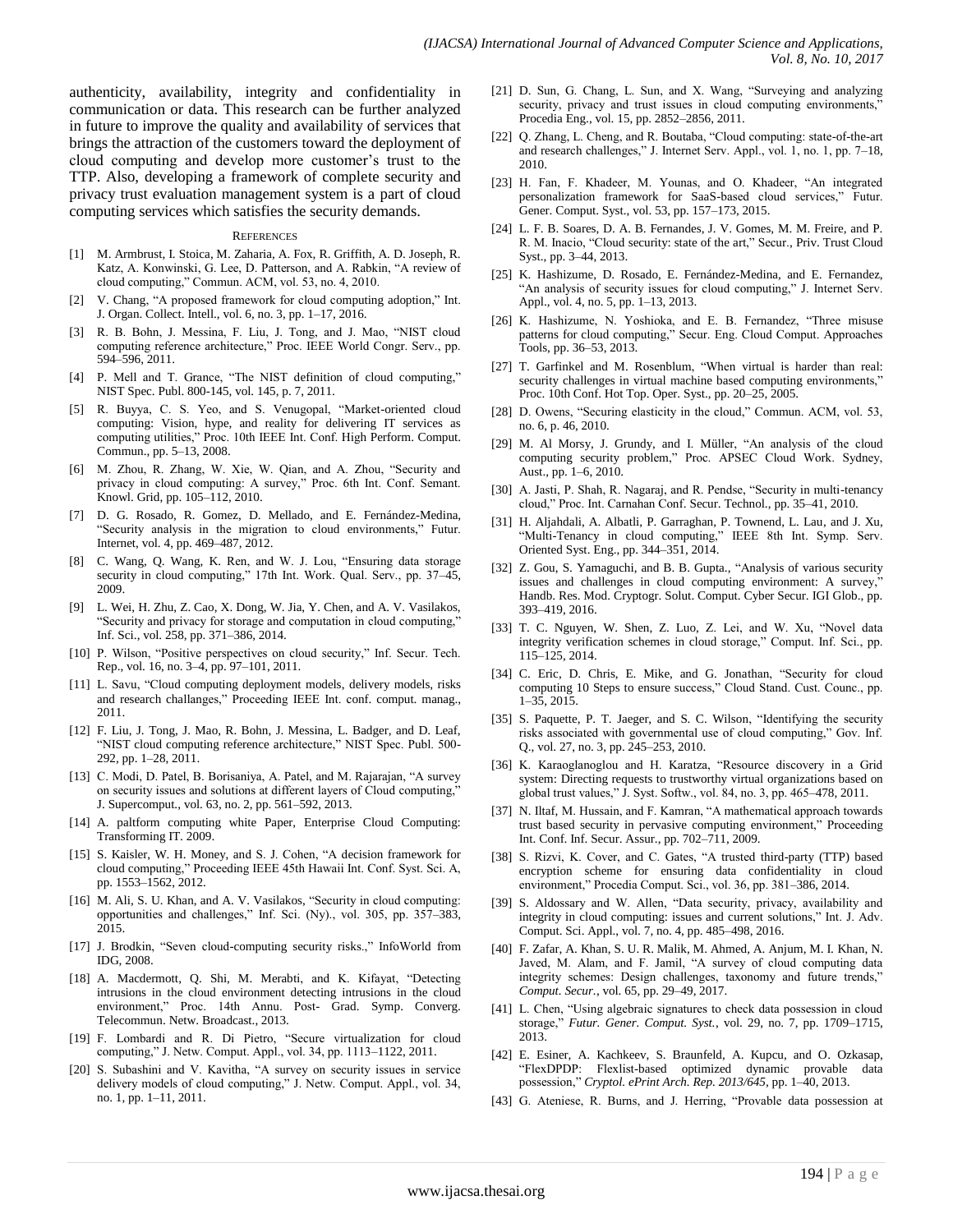authenticity, availability, integrity and confidentiality in communication or data. This research can be further analyzed in future to improve the quality and availability of services that brings the attraction of the customers toward the deployment of cloud computing and develop more customer's trust to the TTP. Also, developing a framework of complete security and privacy trust evaluation management system is a part of cloud computing services which satisfies the security demands.

## REFERENCES

[1] M. Armbrust, I. Stoica, M. Zaharia, A. Fox, R. Griffith, A. D. Joseph, R. Katz, A. Konwinski, G. Lee, D. Patterson, and A. Rabkin, "A review of cloud computing," Commun. ACM, vol. 53, no. 4, 2010.

[2] V. Chang, "A proposed framework for cloud computing adoption," Int. J. Organ. Collect. Intell., vol. 6, no. 3, pp. 1–17, 2016.

[3] R. B. Bohn, J. Messina, F. Liu, J. Tong, and J. Mao, "NIST cloud computing reference architecture," Proc. IEEE World Congr. Serv., pp. 594–596, 2011.

[4] P. Mell and T. Grance, "The NIST definition of cloud computing," NIST Spec. Publ. 800-145, vol. 145, p. 7, 2011.

[5] R. Buyya, C. S. Yeo, and S. Venugopal, "Market-oriented cloud computing: Vision, hype, and reality for delivering IT services as computing utilities," Proc. 10th IEEE Int. Conf. High Perform. Comput. Commun., pp. 5–13, 2008.

[6] M. Zhou, R. Zhang, W. Xie, W. Qian, and A. Zhou, "Security and privacy in cloud computing: A survey," Proc. 6th Int. Conf. Semant. Knowl. Grid, pp. 105–112, 2010.

[7] D. G. Rosado, R. Gomez, D. Mellado, and E. Fernández-Medina, "Security analysis in the migration to cloud environments," Futur. Internet, vol. 4, pp. 469–487, 2012.

[8] C. Wang, Q. Wang, K. Ren, and W. J. Lou, "Ensuring data storage security in cloud computing," 17th Int. Work. Qual. Serv., pp. 37–45, 2009.

[9] L. Wei, H. Zhu, Z. Cao, X. Dong, W. Jia, Y. Chen, and A. V. Vasilakos, "Security and privacy for storage and computation in cloud computing," Inf. Sci., vol. 258, pp. 371–386, 2014.

[10] P. Wilson, "Positive perspectives on cloud security," Inf. Secur. Tech. Rep., vol. 16, no. 3–4, pp. 97–101, 2011.

[11] L. Savu, "Cloud computing deployment models, delivery models, risks and research challanges," Proceeding IEEE Int. conf. comput. manag., 2011.

[12] F. Liu, J. Tong, J. Mao, R. Bohn, J. Messina, L. Badger, and D. Leaf, "NIST cloud computing reference architecture," NIST Spec. Publ. 500-292, pp. 1–28, 2011.

[13] C. Modi, D. Patel, B. Borisaniya, A. Patel, and M. Rajarajan, "A survey on security issues and solutions at different layers of Cloud computing," J. Supercomput., vol. 63, no. 2, pp. 561–592, 2013.

[14] A. paltform computing white Paper, Enterprise Cloud Computing: Transforming IT. 2009.

[15] S. Kaisler, W. H. Money, and S. J. Cohen, "A decision framework for cloud computing," Proceeding IEEE 45th Hawaii Int. Conf. Syst. Sci. A, pp. 1553–1562, 2012.

[16] M. Ali, S. U. Khan, and A. V. Vasilakos, "Security in cloud computing: opportunities and challenges," Inf. Sci. (Ny)., vol. 305, pp. 357–383, 2015.

[17] J. Brodkin, "Seven cloud-computing security risks.," InfoWorld from IDG, 2008.

[18] A. Macdermott, Q. Shi, M. Merabti, and K. Kifayat, "Detecting intrusions in the cloud environment detecting intrusions in the cloud environment," Proc. 14th Annu. Post- Grad. Symp. Converg. Telecommun. Netw. Broadcast., 2013.

[19] F. Lombardi and R. Di Pietro, "Secure virtualization for cloud computing," J. Netw. Comput. Appl., vol. 34, pp. 1113–1122, 2011.

[20] S. Subashini and V. Kavitha, "A survey on security issues in service delivery models of cloud computing," J. Netw. Comput. Appl., vol. 34, no. 1, pp. 1–11, 2011.

[21] D. Sun, G. Chang, L. Sun, and X. Wang, "Surveying and analyzing security, privacy and trust issues in cloud computing environments," Procedia Eng., vol. 15, pp. 2852–2856, 2011.

[22] Q. Zhang, L. Cheng, and R. Boutaba, "Cloud computing: state-of-the-art and research challenges," J. Internet Serv. Appl., vol. 1, no. 1, pp. 7–18, 2010.

[23] H. Fan, F. Khadeer, M. Younas, and O. Khadeer, "An integrated personalization framework for SaaS-based cloud services," Futur. Gener. Comput. Syst., vol. 53, pp. 157–173, 2015.

[24] L. F. B. Soares, D. A. B. Fernandes, J. V. Gomes, M. M. Freire, and P. R. M. Inacio, "Cloud security: state of the art," Secur., Priv. Trust Cloud Syst., pp. 3–44, 2013.

[25] K. Hashizume, D. Rosado, E. Fernández-Medina, and E. Fernandez, "An analysis of security issues for cloud computing," J. Internet Serv. Appl., vol. 4, no. 5, pp. 1–13, 2013.

[26] K. Hashizume, N. Yoshioka, and E. B. Fernandez, "Three misuse patterns for cloud computing," Secur. Eng. Cloud Comput. Approaches Tools, pp. 36–53, 2013.

[27] T. Garfinkel and M. Rosenblum, "When virtual is harder than real: security challenges in virtual machine based computing environments," Proc. 10th Conf. Hot Top. Oper. Syst., pp. 20–25, 2005.

[28] D. Owens, "Securing elasticity in the cloud," Commun. ACM, vol. 53, no. 6, p. 46, 2010.

[29] M. Al Morsy, J. Grundy, and I. Müller, "An analysis of the cloud computing security problem," Proc. APSEC Cloud Work. Sydney, Aust., pp. 1–6, 2010.

[30] A. Jasti, P. Shah, R. Nagaraj, and R. Pendse, "Security in multi-tenancy cloud," Proc. Int. Carnahan Conf. Secur. Technol., pp. 35–41, 2010.

[31] H. Aljahdali, A. Albatli, P. Garraghan, P. Townend, L. Lau, and J. Xu, "Multi-Tenancy in cloud computing," IEEE 8th Int. Symp. Serv. Oriented Syst. Eng., pp. 344–351, 2014.

[32] Z. Gou, S. Yamaguchi, and B. B. Gupta., "Analysis of various security issues and challenges in cloud computing environment: A survey," Handb. Res. Mod. Cryptogr. Solut. Comput. Cyber Secur. IGI Glob., pp. 393–419, 2016.

[33] T. C. Nguyen, W. Shen, Z. Luo, Z. Lei, and W. Xu, "Novel data integrity verification schemes in cloud storage," Comput. Inf. Sci., pp. 115–125, 2014.

[34] C. Eric, D. Chris, E. Mike, and G. Jonathan, "Security for cloud computing 10 Steps to ensure success," Cloud Stand. Cust. Counc., pp. 1–35, 2015.

[35] S. Paquette, P. T. Jaeger, and S. C. Wilson, "Identifying the security risks associated with governmental use of cloud computing," Gov. Inf. Q., vol. 27, no. 3, pp. 245–253, 2010.

[36] K. Karaoglanoglou and H. Karatza, "Resource discovery in a Grid system: Directing requests to trustworthy virtual organizations based on global trust values," J. Syst. Softw., vol. 84, no. 3, pp. 465–478, 2011.

[37] N. Iltaf, M. Hussain, and F. Kamran, "A mathematical approach towards trust based security in pervasive computing environment," Proceeding Int. Conf. Inf. Secur. Assur., pp. 702–711, 2009.

[38] S. Rizvi, K. Cover, and C. Gates, "A trusted third-party (TTP) based encryption scheme for ensuring data confidentiality in cloud environment," Procedia Comput. Sci., vol. 36, pp. 381–386, 2014.

[39] S. Aldossary and W. Allen, "Data security, privacy, availability and integrity in cloud computing: issues and current solutions," Int. J. Adv. Comput. Sci. Appl., vol. 7, no. 4, pp. 485–498, 2016.

[40] F. Zafar, A. Khan, S. U. R. Malik, M. Ahmed, A. Anjum, M. I. Khan, N. Javed, M. Alam, and F. Jamil, "A survey of cloud computing data integrity schemes: Design challenges, taxonomy and future trends," *Comput. Secur.*, vol. 65, pp. 29–49, 2017.

[41] L. Chen, "Using algebraic signatures to check data possession in cloud storage," *Futur. Gener. Comput. Syst.*, vol. 29, no. 7, pp. 1709–1715, 2013.

[42] E. Esiner, A. Kachkeev, S. Braunfeld, A. Kupcu, and O. Ozkasap, "FlexDPDP: Flexlist-based optimized dynamic provable data possession," *Cryptol. ePrint Arch. Rep. 2013/645*, pp. 1–40, 2013.

[43] G. Ateniese, R. Burns, and J. Herring, "Provable data possession at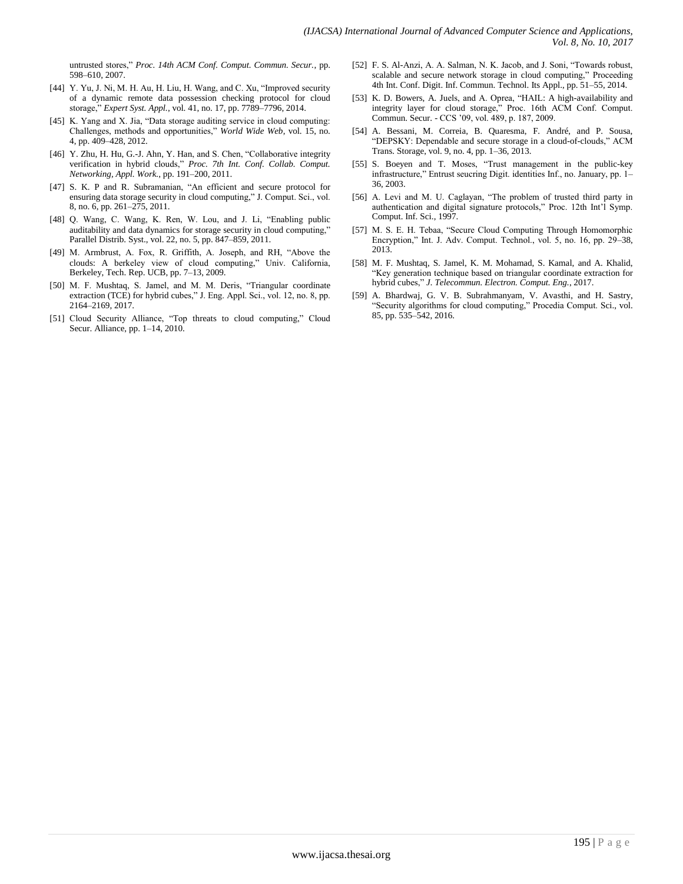untrusted stores," *Proc. 14th ACM Conf. Comput. Commun. Secur.*, pp. 598–610, 2007.

[44] Y. Yu, J. Ni, M. H. Au, H. Liu, H. Wang, and C. Xu, "Improved security of a dynamic remote data possession checking protocol for cloud storage," *Expert Syst. Appl.*, vol. 41, no. 17, pp. 7789–7796, 2014.

[45] K. Yang and X. Jia, "Data storage auditing service in cloud computing: Challenges, methods and opportunities," *World Wide Web*, vol. 15, no. 4, pp. 409–428, 2012.

[46] Y. Zhu, H. Hu, G.-J. Ahn, Y. Han, and S. Chen, "Collaborative integrity verification in hybrid clouds," *Proc. 7th Int. Conf. Collab. Comput. Networking, Appl. Work.*, pp. 191–200, 2011.

[47] S. K. P and R. Subramanian, "An efficient and secure protocol for ensuring data storage security in cloud computing," J. Comput. Sci., vol. 8, no. 6, pp. 261–275, 2011.

[48] Q. Wang, C. Wang, K. Ren, W. Lou, and J. Li, "Enabling public auditability and data dynamics for storage security in cloud computing," Parallel Distrib. Syst., vol. 22, no. 5, pp. 847–859, 2011.

[49] M. Armbrust, A. Fox, R. Griffith, A. Joseph, and RH, "Above the clouds: A berkeley view of cloud computing," Univ. California, Berkeley, Tech. Rep. UCB, pp. 7–13, 2009.

[50] M. F. Mushtaq, S. Jamel, and M. M. Deris, "Triangular coordinate extraction (TCE) for hybrid cubes," J. Eng. Appl. Sci., vol. 12, no. 8, pp. 2164–2169, 2017.

[51] Cloud Security Alliance, "Top threats to cloud computing," Cloud Secur. Alliance, pp. 1–14, 2010.

[52] F. S. Al-Anzi, A. A. Salman, N. K. Jacob, and J. Soni, "Towards robust, scalable and secure network storage in cloud computing," Proceeding 4th Int. Conf. Digit. Inf. Commun. Technol. Its Appl., pp. 51–55, 2014.

[53] K. D. Bowers, A. Juels, and A. Oprea, "HAIL: A high-availability and integrity layer for cloud storage," Proc. 16th ACM Conf. Comput. Commun. Secur. - CCS '09, vol. 489, p. 187, 2009.

[54] A. Bessani, M. Correia, B. Quaresma, F. André, and P. Sousa, "DEPSKY: Dependable and secure storage in a cloud-of-clouds," ACM Trans. Storage, vol. 9, no. 4, pp. 1–36, 2013.

[55] S. Boeyen and T. Moses, "Trust management in the public-key infrastructure," Entrust seucring Digit. identities Inf., no. January, pp. 1–36, 2003.

[56] A. Levi and M. U. Caglayan, "The problem of trusted third party in authentication and digital signature protocols," Proc. 12th Int'l Symp. Comput. Inf. Sci., 1997.

[57] M. S. E. H. Tebaa, "Secure Cloud Computing Through Homomorphic Encryption," Int. J. Adv. Comput. Technol., vol. 5, no. 16, pp. 29–38, 2013.

[58] M. F. Mushtaq, S. Jamel, K. M. Mohamad, S. Kamal, and A. Khalid, "Key generation technique based on triangular coordinate extraction for hybrid cubes," *J. Telecommun. Electron. Comput. Eng.*, 2017.

[59] A. Bhardwaj, G. V. B. Subrahmanyam, V. Avasthi, and H. Sastry, "Security algorithms for cloud computing," Procedia Comput. Sci., vol. 85, pp. 535–542, 2016.